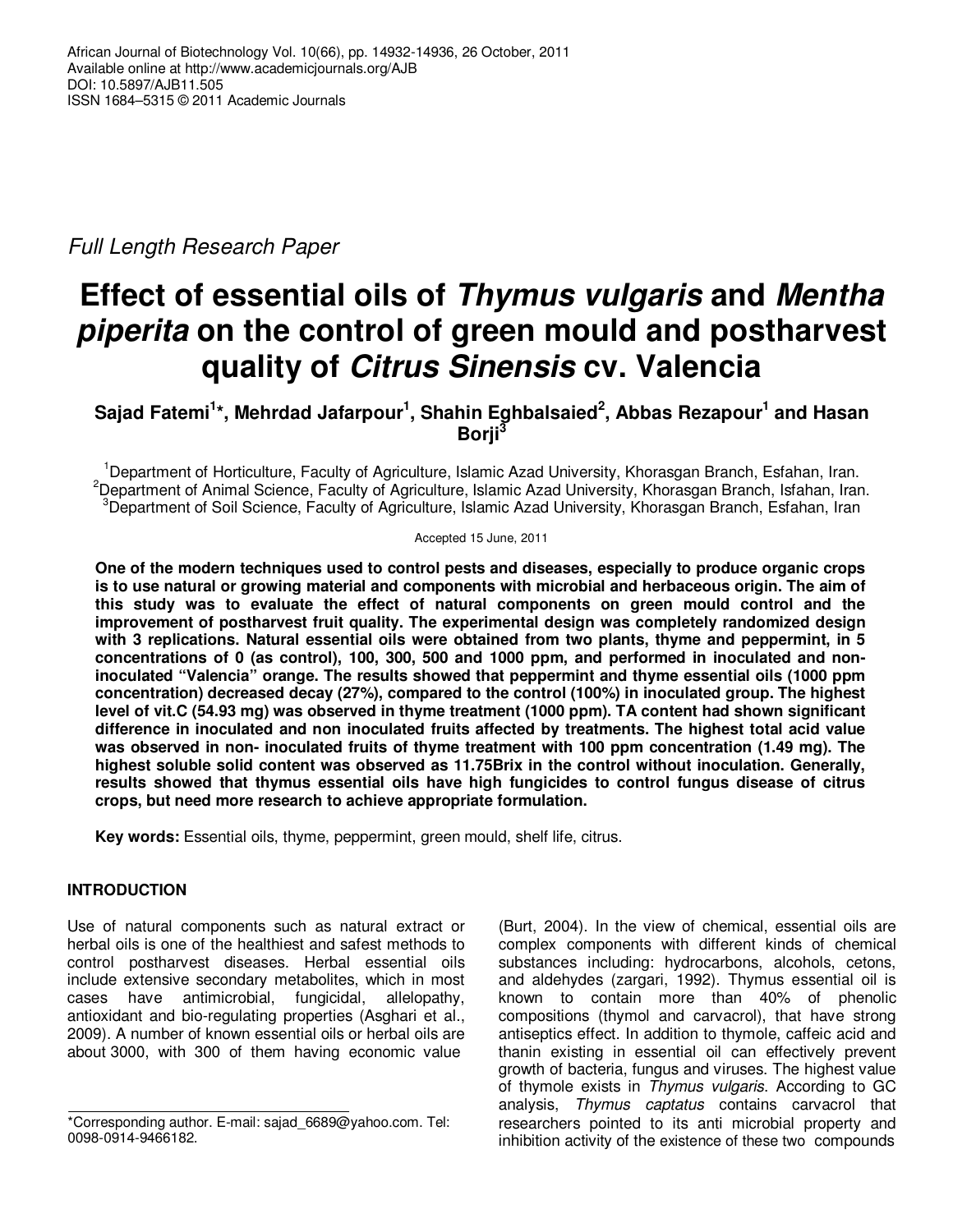Full Length Research Paper

# Effect of essential oils of *Thymus vulgaris* and *Mentha piperita* on the control of green mould and postharvest quality of *Citrus Sinensis* cv. Valencia

**Sajad Fatemi[1]*, Mehrdad Jafarpour[1], Shahin Eghbalsaied[2], Abbas Rezapour[1] and Hasan Borji[3]**

[1]Department of Horticulture, Faculty of Agriculture, Islamic Azad University, Khorasgan Branch, Esfahan, Iran.
[2]Department of Animal Science, Faculty of Agriculture, Islamic Azad University, Khorasgan Branch, Isfahan, Iran.
[3]Department of Soil Science, Faculty of Agriculture, Islamic Azad University, Khorasgan Branch, Esfahan, Iran

Accepted 15 June, 2011

**One of the modern techniques used to control pests and diseases, especially to produce organic crops is to use natural or growing material and components with microbial and herbaceous origin. The aim of this study was to evaluate the effect of natural components on green mould control and the improvement of postharvest fruit quality. The experimental design was completely randomized design with 3 replications. Natural essential oils were obtained from two plants, thyme and peppermint, in 5 concentrations of 0 (as control), 100, 300, 500 and 1000 ppm, and performed in inoculated and non-inoculated "Valencia" orange. The results showed that peppermint and thyme essential oils (1000 ppm concentration) decreased decay (27%), compared to the control (100%) in inoculated group. The highest level of vit.C (54.93 mg) was observed in thyme treatment (1000 ppm). TA content had shown significant difference in inoculated and non inoculated fruits affected by treatments. The highest total acid value was observed in non- inoculated fruits of thyme treatment with 100 ppm concentration (1.49 mg). The highest soluble solid content was observed as 11.75Brix in the control without inoculation. Generally, results showed that thymus essential oils have high fungicides to control fungus disease of citrus crops, but need more research to achieve appropriate formulation.**

**Key words:** Essential oils, thyme, peppermint, green mould, shelf life, citrus.

## INTRODUCTION

Use of natural components such as natural extract or herbal oils is one of the healthiest and safest methods to control postharvest diseases. Herbal essential oils include extensive secondary metabolites, which in most cases have antimicrobial, fungicidal, allelopathy, antioxidant and bio-regulating properties (Asghari et al., 2009). A number of known essential oils or herbal oils are about 3000, with 300 of them having economic value (Burt, 2004). In the view of chemical, essential oils are complex components with different kinds of chemical substances including: hydrocarbons, alcohols, cetons, and aldehydes (zargari, 1992). Thymus essential oil is known to contain more than 40% of phenolic compositions (thymol and carvacrol), that have strong antiseptics effect. In addition to thymole, caffeic acid and thanin existing in essential oil can effectively prevent growth of bacteria, fungus and viruses. The highest value of thymole exists in *Thymus vulgaris*. According to GC analysis, *Thymus captatus* contains carvacrol that researchers pointed to its anti microbial property and inhibition activity of the existence of these two compounds

*Corresponding author. E-mail: sajad_6689@yahoo.com. Tel: 0098-0914-9466182.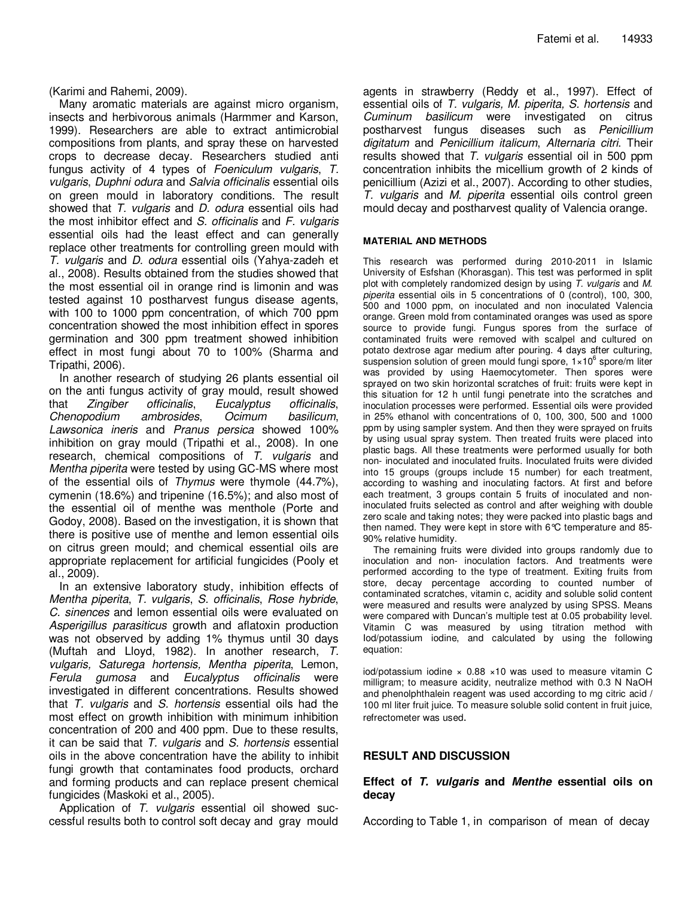(Karimi and Rahemi, 2009).

Many aromatic materials are against micro organism, insects and herbivorous animals (Harmmer and Karson, 1999). Researchers are able to extract antimicrobial compositions from plants, and spray these on harvested crops to decrease decay. Researchers studied anti fungus activity of 4 types of *Foeniculum vulgaris*, *T. vulgaris*, *Duphni odura* and *Salvia officinalis* essential oils on green mould in laboratory conditions. The result showed that *T. vulgaris* and *D. odura* essential oils had the most inhibitor effect and *S. officinalis* and *F. vulgaris* essential oils had the least effect and can generally replace other treatments for controlling green mould with *T. vulgaris* and *D. odura* essential oils (Yahya-zadeh et al., 2008). Results obtained from the studies showed that the most essential oil in orange rind is limonin and was tested against 10 postharvest fungus disease agents, with 100 to 1000 ppm concentration, of which 700 ppm concentration showed the most inhibition effect in spores germination and 300 ppm treatment showed inhibition effect in most fungi about 70 to 100% (Sharma and Tripathi, 2006).

In another research of studying 26 plants essential oil on the anti fungus activity of gray mould, result showed that *Zingiber officinalis*, *Eucalyptus officinalis*, *Chenopodium ambrosides*, *Ocimum basilicum*, *Lawsonica ineris* and *Pranus persica* showed 100% inhibition on gray mould (Tripathi et al., 2008). In one research, chemical compositions of *T. vulgaris* and *Mentha piperita* were tested by using GC-MS where most of the essential oils of *Thymus* were thymole (44.7%), cymenin (18.6%) and tripenine (16.5%); and also most of the essential oil of menthe was menthole (Porte and Godoy, 2008). Based on the investigation, it is shown that there is positive use of menthe and lemon essential oils on citrus green mould; and chemical essential oils are appropriate replacement for artificial fungicides (Pooly et al., 2009).

In an extensive laboratory study, inhibition effects of *Mentha piperita*, *T. vulgaris*, *S. officinalis*, *Rose hybride*, *C. sinences* and lemon essential oils were evaluated on *Asperigillus parasiticus* growth and aflatoxin production was not observed by adding 1% thymus until 30 days (Muftah and Lloyd, 1982). In another research, *T. vulgaris, Saturega hortensis, Mentha piperita*, Lemon, *Ferula gumosa* and *Eucalyptus officinalis* were investigated in different concentrations. Results showed that *T. vulgaris* and *S. hortensis* essential oils had the most effect on growth inhibition with minimum inhibition concentration of 200 and 400 ppm. Due to these results, it can be said that *T. vulgaris* and *S. hortensis* essential oils in the above concentration have the ability to inhibit fungi growth that contaminates food products, orchard and forming products and can replace present chemical fungicides (Maskoki et al., 2005).

Application of *T. vulgaris* essential oil showed successful results both to control soft decay and gray mould agents in strawberry (Reddy et al., 1997). Effect of essential oils of *T. vulgaris, M. piperita, S. hortensis* and *Cuminum basilicum* were investigated on citrus postharvest fungus diseases such as *Penicillium digitatum* and *Penicillium italicum*, *Alternaria citri*. Their results showed that *T. vulgaris* essential oil in 500 ppm concentration inhibits the micellium growth of 2 kinds of penicillium (Azizi et al., 2007). According to other studies, *T. vulgaris* and *M. piperita* essential oils control green mould decay and postharvest quality of Valencia orange.

## MATERIAL AND METHODS

This research was performed during 2010-2011 in Islamic University of Esfshan (Khorasgan). This test was performed in split plot with completely randomized design by using *T. vulgaris* and *M. piperita* essential oils in 5 concentrations of 0 (control), 100, 300, 500 and 1000 ppm, on inoculated and non inoculated Valencia orange. Green mold from contaminated oranges was used as spore source to provide fungi. Fungus spores from the surface of contaminated fruits were removed with scalpel and cultured on potato dextrose agar medium after pouring. 4 days after culturing, suspension solution of green mould fungi spore, $1\times10^6$ spore/m liter was provided by using Haemocytometer. Then spores were sprayed on two skin horizontal scratches of fruit: fruits were kept in this situation for 12 h until fungi penetrate into the scratches and inoculation processes were performed. Essential oils were provided in 25% ethanol with concentrations of 0, 100, 300, 500 and 1000 ppm by using sampler system. And then they were sprayed on fruits by using usual spray system. Then treated fruits were placed into plastic bags. All these treatments were performed usually for both non- inoculated and inoculated fruits. Inoculated fruits were divided into 15 groups (groups include 15 number) for each treatment, according to washing and inoculating factors. At first and before each treatment, 3 groups contain 5 fruits of inoculated and non-inoculated fruits selected as control and after weighing with double zero scale and taking notes; they were packed into plastic bags and then named. They were kept in store with 6°C temperature and 85-90% relative humidity.

The remaining fruits were divided into groups randomly due to inoculation and non- inoculation factors. And treatments were performed according to the type of treatment. Exiting fruits from store, decay percentage according to counted number of contaminated scratches, vitamin c, acidity and soluble solid content were measured and results were analyzed by using SPSS. Means were compared with Duncan's multiple test at 0.05 probability level. Vitamin C was measured by using titration method with Iod/potassium iodine, and calculated by using the following equation:

iod/potassium iodine $\times$ 0.88 $\times$10 was used to measure vitamin C milligram; to measure acidity, neutralize method with 0.3 N NaOH and phenolphthalein reagent was used according to mg citric acid / 100 ml liter fruit juice. To measure soluble solid content in fruit juice, refrectometer was used.

## RESULT AND DISCUSSION

### Effect of *T. vulgaris* and *Menthe* essential oils on decay

According to Table 1, in comparison of mean of decay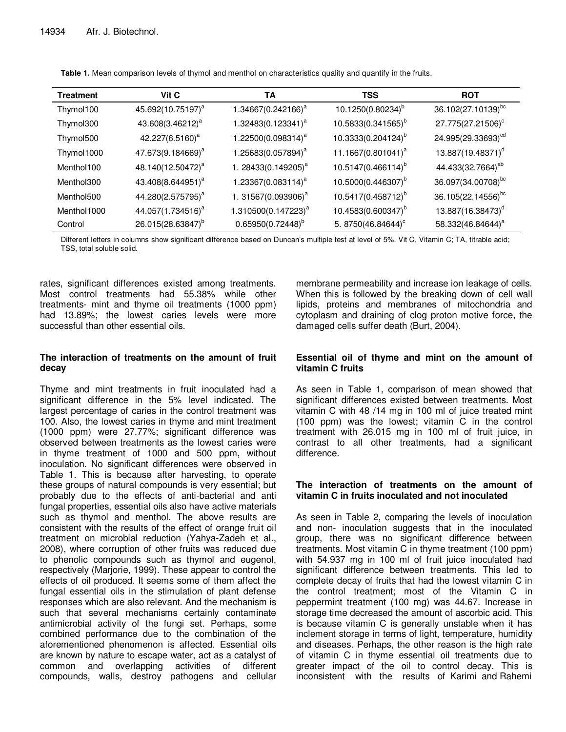**Table 1.** Mean comparison levels of thymol and menthol on characteristics quality and quantify in the fruits.

| Treatment | Vit C | TA | TSS | ROT |
|---|---|---|---|---|
| Thymol100 | 45.692(10.75197)[a] | 1.34667(0.242166)[a] | 10.1250(0.80234)[b] | 36.102(27.10139)[bc] |
| Thymol300 | 43.608(3.46212)[a] | 1.32483(0.123341)[a] | 10.5833(0.341565)[b] | 27.775(27.21506)[c] |
| Thymol500 | 42.227(6.5160)[a] | 1.22500(0.098314)[a] | 10.3333(0.204124)[b] | 24.995(29.33693)[cd] |
| Thymol1000 | 47.673(9.184669)[a] | 1.25683(0.057894)[a] | 11.1667(0.801041)[a] | 13.887(19.48371)[d] |
| Menthol100 | 48.140(12.50472)[a] | 1. 28433(0.149205)[a] | 10.5147(0.466114)[b] | 44.433(32.7664)[ab] |
| Menthol300 | 43.408(8.644951)[a] | 1.23367(0.083114)[a] | 10.5000(0.446307)[b] | 36.097(34.00708)[bc] |
| Menthol500 | 44.280(2.575795)[a] | 1. 31567(0.093906)[a] | 10.5417(0.458712)[b] | 36.105(22.14556)[bc] |
| Menthol1000 | 44.057(1.734516)[a] | 1.310500(0.147223)[a] | 10.4583(0.600347)[b] | 13.887(16.38473)[d] |
| Control | 26.015(28.63847)[b] | 0.65950(0.72448)[b] | 5. 8750(46.84644)[c] | 58.332(46.84644)[a] |

Different letters in columns show significant difference based on Duncan's multiple test at level of 5%. Vit C, Vitamin C; TA, titrable acid; TSS, total soluble solid.

rates, significant differences existed among treatments. Most control treatments had 55.38% while other treatments- mint and thyme oil treatments (1000 ppm) had 13.89%; the lowest caries levels were more successful than other essential oils.

### The interaction of treatments on the amount of fruit decay

Thyme and mint treatments in fruit inoculated had a significant difference in the 5% level indicated. The largest percentage of caries in the control treatment was 100. Also, the lowest caries in thyme and mint treatment (1000 ppm) were 27.77%; significant difference was observed between treatments as the lowest caries were in thyme treatment of 1000 and 500 ppm, without inoculation. No significant differences were observed in Table 1. This is because after harvesting, to operate these groups of natural compounds is very essential; but probably due to the effects of anti-bacterial and anti fungal properties, essential oils also have active materials such as thymol and menthol. The above results are consistent with the results of the effect of orange fruit oil treatment on microbial reduction (Yahya-Zadeh et al., 2008), where corruption of other fruits was reduced due to phenolic compounds such as thymol and eugenol, respectively (Marjorie, 1999). These appear to control the effects of oil produced. It seems some of them affect the fungal essential oils in the stimulation of plant defense responses which are also relevant. And the mechanism is such that several mechanisms certainly contaminate antimicrobial activity of the fungi set. Perhaps, some combined performance due to the combination of the aforementioned phenomenon is affected. Essential oils are known by nature to escape water, act as a catalyst of common and overlapping activities of different compounds, walls, destroy pathogens and cellular membrane permeability and increase ion leakage of cells. When this is followed by the breaking down of cell wall lipids, proteins and membranes of mitochondria and cytoplasm and draining of clog proton motive force, the damaged cells suffer death (Burt, 2004).

### Essential oil of thyme and mint on the amount of vitamin C fruits

As seen in Table 1, comparison of mean showed that significant differences existed between treatments. Most vitamin C with 48 /14 mg in 100 ml of juice treated mint (100 ppm) was the lowest; vitamin C in the control treatment with 26.015 mg in 100 ml of fruit juice, in contrast to all other treatments, had a significant difference.

### The interaction of treatments on the amount of vitamin C in fruits inoculated and not inoculated

As seen in Table 2, comparing the levels of inoculation and non- inoculation suggests that in the inoculated group, there was no significant difference between treatments. Most vitamin C in thyme treatment (100 ppm) with 54.937 mg in 100 ml of fruit juice inoculated had significant difference between treatments. This led to complete decay of fruits that had the lowest vitamin C in the control treatment; most of the Vitamin C in peppermint treatment (100 mg) was 44.67. Increase in storage time decreased the amount of ascorbic acid. This is because vitamin C is generally unstable when it has inclement storage in terms of light, temperature, humidity and diseases. Perhaps, the other reason is the high rate of vitamin C in thyme essential oil treatments due to greater impact of the oil to control decay. This is inconsistent with the results of Karimi and Rahemi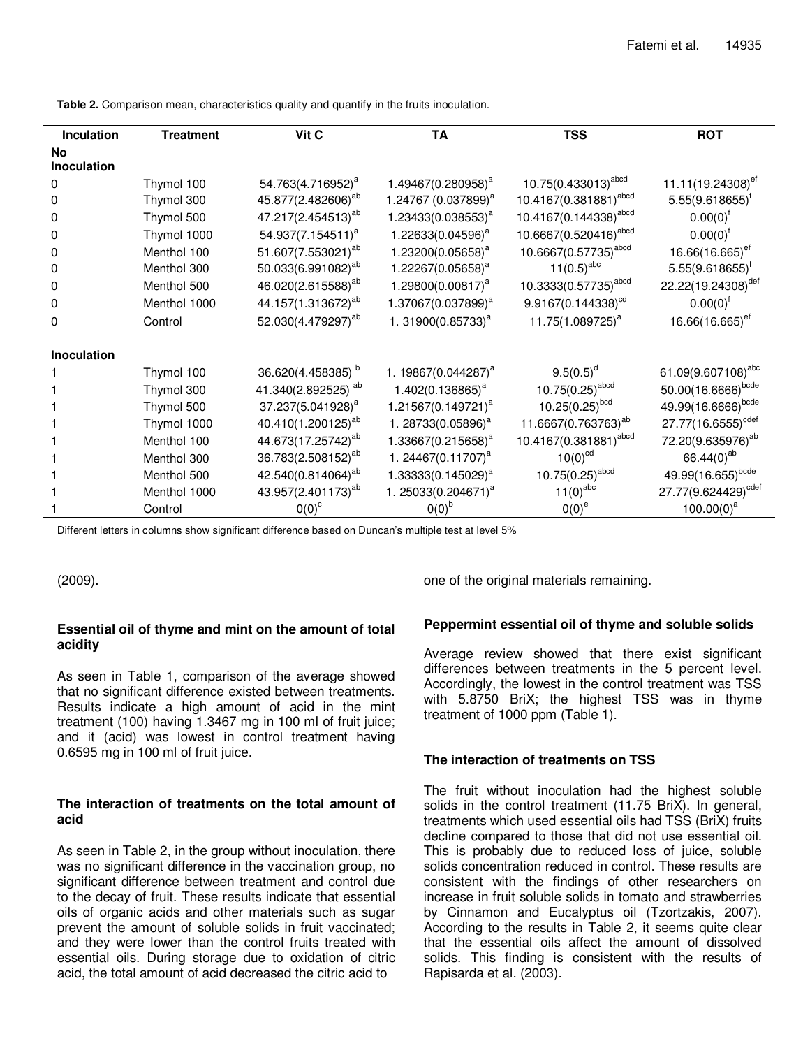**Table 2.** Comparison mean, characteristics quality and quantify in the fruits inoculation.

| Inculation | Treatment | Vit C | TA | TSS | ROT |
|---|---|---|---|---|---|
| **No Inoculation** | | | | | |
| 0 | Thymol 100 | 54.763(4.716952)$^{a}$ | 1.49467(0.280958)$^{a}$ | 10.75(0.433013)$^{abcd}$ | 11.11(19.24308)$^{ef}$ |
| 0 | Thymol 300 | 45.877(2.482606)$^{ab}$ | 1.24767 (0.037899)$^{a}$ | 10.4167(0.381881)$^{abcd}$ | 5.55(9.618655)$^{f}$ |
| 0 | Thymol 500 | 47.217(2.454513)$^{ab}$ | 1.23433(0.038553)$^{a}$ | 10.4167(0.144338)$^{abcd}$ | 0.00(0)$^{f}$ |
| 0 | Thymol 1000 | 54.937(7.154511)$^{a}$ | 1.22633(0.04596)$^{a}$ | 10.6667(0.520416)$^{abcd}$ | 0.00(0)$^{f}$ |
| 0 | Menthol 100 | 51.607(7.553021)$^{ab}$ | 1.23200(0.05658)$^{a}$ | 10.6667(0.57735)$^{abcd}$ | 16.66(16.665)$^{ef}$ |
| 0 | Menthol 300 | 50.033(6.991082)$^{ab}$ | 1.22267(0.05658)$^{a}$ | 11(0.5)$^{abc}$ | 5.55(9.618655)$^{f}$ |
| 0 | Menthol 500 | 46.020(2.615588)$^{ab}$ | 1.29800(0.00817)$^{a}$ | 10.3333(0.57735)$^{abcd}$ | 22.22(19.24308)$^{def}$ |
| 0 | Menthol 1000 | 44.157(1.313672)$^{ab}$ | 1.37067(0.037899)$^{a}$ | 9.9167(0.144338)$^{cd}$ | 0.00(0)$^{f}$ |
| 0 | Control | 52.030(4.479297)$^{ab}$ | 1. 31900(0.85733)$^{a}$ | 11.75(1.089725)$^{a}$ | 16.66(16.665)$^{ef}$ |
| **Inoculation** | | | | | |
| 1 | Thymol 100 | 36.620(4.458385) $^{b}$ | 1. 19867(0.044287)$^{a}$ | 9.5(0.5)$^{d}$ | 61.09(9.607108)$^{abc}$ |
| 1 | Thymol 300 | 41.340(2.892525) $^{ab}$ | 1.402(0.136865)$^{a}$ | 10.75(0.25)$^{abcd}$ | 50.00(16.6666)$^{bcde}$ |
| 1 | Thymol 500 | 37.237(5.041928)$^{a}$ | 1.21567(0.149721)$^{a}$ | 10.25(0.25)$^{bcd}$ | 49.99(16.6666)$^{bcde}$ |
| 1 | Thymol 1000 | 40.410(1.200125)$^{ab}$ | 1. 28733(0.05896)$^{a}$ | 11.6667(0.763763)$^{ab}$ | 27.77(16.6555)$^{cdef}$ |
| 1 | Menthol 100 | 44.673(17.25742)$^{ab}$ | 1.33667(0.215658)$^{a}$ | 10.4167(0.381881)$^{abcd}$ | 72.20(9.635976)$^{ab}$ |
| 1 | Menthol 300 | 36.783(2.508152)$^{ab}$ | 1. 24467(0.11707)$^{a}$ | 10(0)$^{cd}$ | 66.44(0)$^{ab}$ |
| 1 | Menthol 500 | 42.540(0.814064)$^{ab}$ | 1.33333(0.145029)$^{a}$ | 10.75(0.25)$^{abcd}$ | 49.99(16.655)$^{bcde}$ |
| 1 | Menthol 1000 | 43.957(2.401173)$^{ab}$ | 1. 25033(0.204671)$^{a}$ | 11(0)$^{abc}$ | 27.77(9.624429)$^{cdef}$ |
| 1 | Control | 0(0)$^{c}$ | 0(0)$^{b}$ | 0(0)$^{e}$ | 100.00(0)$^{a}$ |

Different letters in columns show significant difference based on Duncan's multiple test at level 5%

(2009).

### Essential oil of thyme and mint on the amount of total acidity

As seen in Table 1, comparison of the average showed that no significant difference existed between treatments. Results indicate a high amount of acid in the mint treatment (100) having 1.3467 mg in 100 ml of fruit juice; and it (acid) was lowest in control treatment having 0.6595 mg in 100 ml of fruit juice.

### The interaction of treatments on the total amount of acid

As seen in Table 2, in the group without inoculation, there was no significant difference in the vaccination group, no significant difference between treatment and control due to the decay of fruit. These results indicate that essential oils of organic acids and other materials such as sugar prevent the amount of soluble solids in fruit vaccinated; and they were lower than the control fruits treated with essential oils. During storage due to oxidation of citric acid, the total amount of acid decreased the citric acid to one of the original materials remaining.

### Peppermint essential oil of thyme and soluble solids

Average review showed that there exist significant differences between treatments in the 5 percent level. Accordingly, the lowest in the control treatment was TSS with 5.8750 BriX; the highest TSS was in thyme treatment of 1000 ppm (Table 1).

### The interaction of treatments on TSS

The fruit without inoculation had the highest soluble solids in the control treatment (11.75 BriX). In general, treatments which used essential oils had TSS (BriX) fruits decline compared to those that did not use essential oil. This is probably due to reduced loss of juice, soluble solids concentration reduced in control. These results are consistent with the findings of other researchers on increase in fruit soluble solids in tomato and strawberries by Cinnamon and Eucalyptus oil (Tzortzakis, 2007). According to the results in Table 2, it seems quite clear that the essential oils affect the amount of dissolved solids. This finding is consistent with the results of Rapisarda et al. (2003).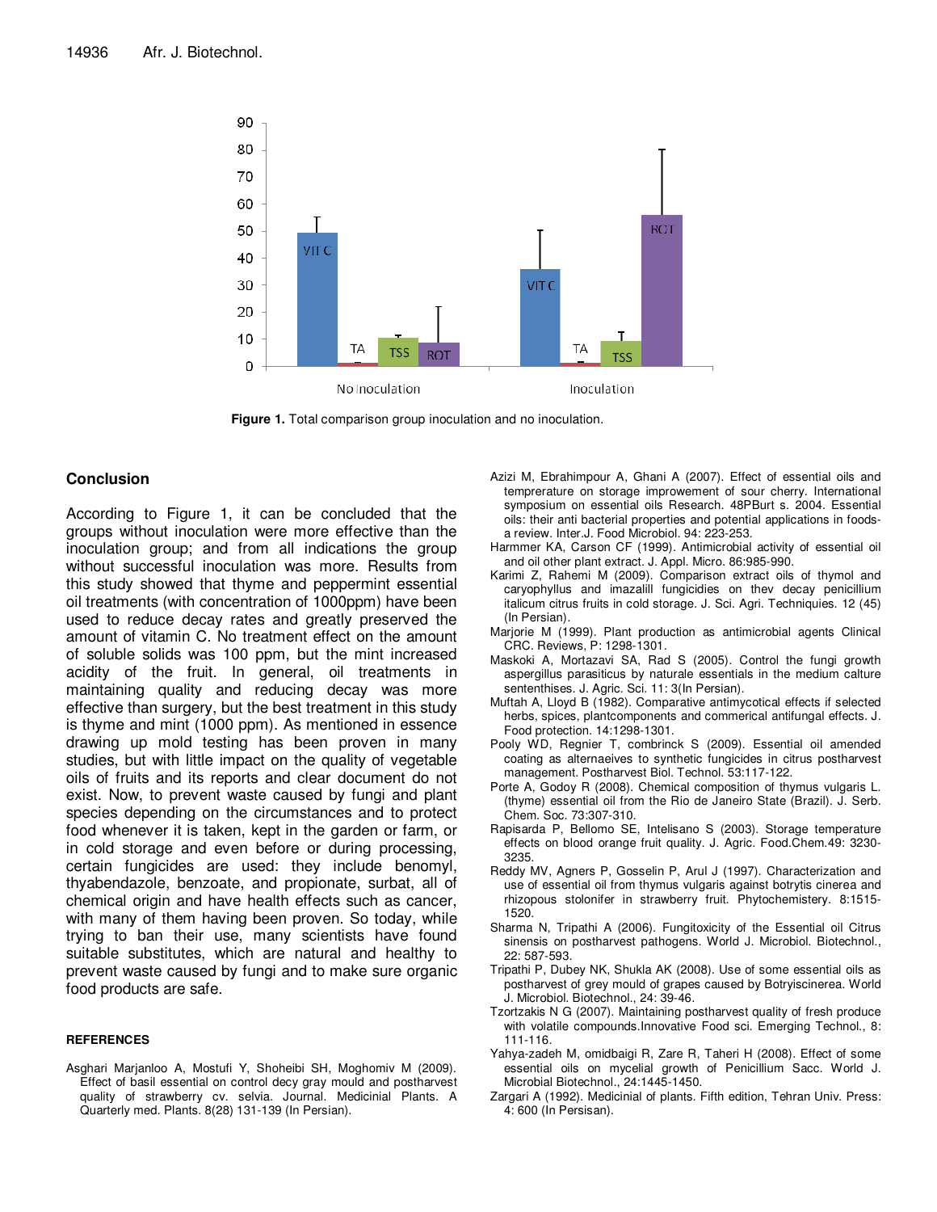90
80
70
60
50
40
30
20
10
0

VIT C
TA
TSS
ROT

VIT C
TA
TSS
ROT

No Inoculation
Inoculation

**Figure 1.** Total comparison group inoculation and no inoculation.

## Conclusion

According to Figure 1, it can be concluded that the groups without inoculation were more effective than the inoculation group; and from all indications the group without successful inoculation was more. Results from this study showed that thyme and peppermint essential oil treatments (with concentration of 1000ppm) have been used to reduce decay rates and greatly preserved the amount of vitamin C. No treatment effect on the amount of soluble solids was 100 ppm, but the mint increased acidity of the fruit. In general, oil treatments in maintaining quality and reducing decay was more effective than surgery, but the best treatment in this study is thyme and mint (1000 ppm). As mentioned in essence drawing up mold testing has been proven in many studies, but with little impact on the quality of vegetable oils of fruits and its reports and clear document do not exist. Now, to prevent waste caused by fungi and plant species depending on the circumstances and to protect food whenever it is taken, kept in the garden or farm, or in cold storage and even before or during processing, certain fungicides are used: they include benomyl, thyabendazole, benzoate, and propionate, surbat, all of chemical origin and have health effects such as cancer, with many of them having been proven. So today, while trying to ban their use, many scientists have found suitable substitutes, which are natural and healthy to prevent waste caused by fungi and to make sure organic food products are safe.

### REFERENCES

Asghari Marjanloo A, Mostufi Y, Shoheibi SH, Moghomiv M (2009). Effect of basil essential on control decy gray mould and postharvest quality of strawberry cv. selvia. Journal. Medicinial Plants. A Quarterly med. Plants. 8(28) 131-139 (In Persian).

Azizi M, Ebrahimpour A, Ghani A (2007). Effect of essential oils and temprerature on storage improwement of sour cherry. International symposium on essential oils Research. 48PBurt s. 2004. Essential oils: their anti bacterial properties and potential applications in foods-a review. Inter.J. Food Microbiol. 94: 223-253.

Harmmer KA, Carson CF (1999). Antimicrobial activity of essential oil and oil other plant extract. J. Appl. Micro. 86:985-990.

Karimi Z, Rahemi M (2009). Comparison extract oils of thymol and caryophyllus and imazallil fungicidies on thev decay penicillium italicum citrus fruits in cold storage. J. Sci. Agri. Techniques. 12 (45) (In Persian).

Marjorie M (1999). Plant production as antimicrobial agents Clinical CRC. Reviews, P: 1298-1301.

Maskoki A, Mortazavi SA, Rad S (2005). Control the fungi growth aspergillus parasiticus by naturale essentials in the medium calture sententhises. J. Agric. Sci. 11: 3(In Persian).

Muftah A, Lloyd B (1982). Comparative antimycotical effects if selected herbs, spices, plantcomponents and commerical antifungal effects. J. Food protection. 14:1298-1301.

Pooly WD, Regnier T, combrinck S (2009). Essential oil amended coating as alternaeives to synthetic fungicides in citrus postharvest management. Postharvest Biol. Technol. 53:117-122.

Porte A, Godoy R (2008). Chemical composition of thymus vulgaris L. (thyme) essential oil from the Rio de Janeiro State (Brazil). J. Serb. Chem. Soc. 73:307-310.

Rapisarda P, Bellomo SE, Intelisano S (2003). Storage temperature effects on blood orange fruit quality. J. Agric. Food.Chem.49: 3230-3235.

Reddy MV, Agners P, Gosselin P, Arul J (1997). Characterization and use of essential oil from thymus vulgaris against botrytis cinerea and rhizopous stolonifer in strawberry fruit. Phytochemistery. 8:1515-1520.

Sharma N, Tripathi A (2006). Fungitoxicity of the Essential oil Citrus sinensis on postharvest pathogens. World J. Microbiol. Biotechnol., 22: 587-593.

Tripathi P, Dubey NK, Shukla AK (2008). Use of some essential oils as postharvest of grey mould of grapes caused by Botryiscinerea. World J. Microbiol. Biotechnol., 24: 39-46.

Tzortzakis N G (2007). Maintaining postharvest quality of fresh produce with volatile compounds.Innovative Food sci. Emerging Technol., 8: 111-116.

Yahya-zadeh M, omidbaigi R, Zare R, Taheri H (2008). Effect of some essential oils on mycelial growth of Penicillium Sacc. World J. Microbial Biotechnol., 24:1445-1450.

Zargari A (1992). Medicinial of plants. Fifth edition, Tehran Univ. Press: 4: 600 (In Persisan).